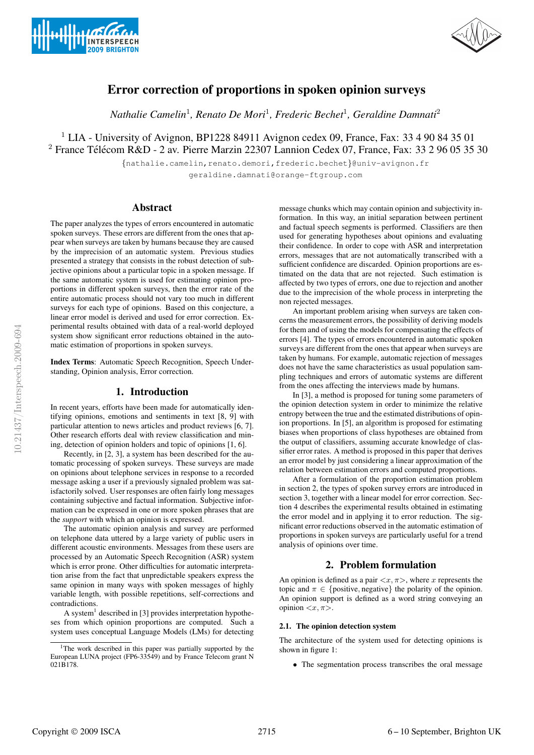# Error correction of proportions in spoken opinion surveys

*Nathalie Camelin*[1], *Renato De Mori*[1], *Frederic Bechet*[1], *Geraldine Damnati*[2]

[1] LIA - University of Avignon, BP1228 84911 Avignon cedex 09, France, Fax: 33 4 90 84 35 01
[2] France Télécom R&D - 2 av. Pierre Marzin 22307 Lannion Cedex 07, France, Fax: 33 2 96 05 35 30

{nathalie.camelin,renato.demori,frederic.bechet}@univ-avignon.fr
geraldine.damnati@orange-ftgroup.com

## Abstract

The paper analyzes the types of errors encountered in automatic spoken surveys. These errors are different from the ones that appear when surveys are taken by humans because they are caused by the imprecision of an automatic system. Previous studies presented a strategy that consists in the robust detection of subjective opinions about a particular topic in a spoken message. If the same automatic system is used for estimating opinion proportions in different spoken surveys, then the error rate of the entire automatic process should not vary too much in different surveys for each type of opinions. Based on this conjecture, a linear error model is derived and used for error correction. Experimental results obtained with data of a real-world deployed system show significant error reductions obtained in the automatic estimation of proportions in spoken surveys.

**Index Terms**: Automatic Speech Recognition, Speech Understanding, Opinion analysis, Error correction.

## 1. Introduction

In recent years, efforts have been made for automatically identifying opinions, emotions and sentiments in text [8, 9] with particular attention to news articles and product reviews [6, 7]. Other research efforts deal with review classification and mining, detection of opinion holders and topic of opinions [1, 6].

Recently, in [2, 3], a system has been described for the automatic processing of spoken surveys. These surveys are made on opinions about telephone services in response to a recorded message asking a user if a previously signaled problem was satisfactorily solved. User responses are often fairly long messages containing subjective and factual information. Subjective information can be expressed in one or more spoken phrases that are the *support* with which an opinion is expressed.

The automatic opinion analysis and survey are performed on telephone data uttered by a large variety of public users in different acoustic environments. Messages from these users are processed by an Automatic Speech Recognition (ASR) system which is error prone. Other difficulties for automatic interpretation arise from the fact that unpredictable speakers express the same opinion in many ways with spoken messages of highly variable length, with possible repetitions, self-corrections and contradictions.

A system[1] described in [3] provides interpretation hypotheses from which opinion proportions are computed. Such a system uses conceptual Language Models (LMs) for detecting message chunks which may contain opinion and subjectivity information. In this way, an initial separation between pertinent and factual speech segments is performed. Classifiers are then used for generating hypotheses about opinions and evaluating their confidence. In order to cope with ASR and interpretation errors, messages that are not automatically transcribed with a sufficient confidence are discarded. Opinion proportions are estimated on the data that are not rejected. Such estimation is affected by two types of errors, one due to rejection and another due to the imprecision of the whole process in interpreting the non rejected messages.

An important problem arising when surveys are taken concerns the measurement errors, the possibility of deriving models for them and of using the models for compensating the effects of errors [4]. The types of errors encountered in automatic spoken surveys are different from the ones that appear when surveys are taken by humans. For example, automatic rejection of messages does not have the same characteristics as usual population sampling techniques and errors of automatic systems are different from the ones affecting the interviews made by humans.

In [3], a method is proposed for tuning some parameters of the opinion detection system in order to minimize the relative entropy between the true and the estimated distributions of opinion proportions. In [5], an algorithm is proposed for estimating biases when proportions of class hypotheses are obtained from the output of classifiers, assuming accurate knowledge of classifier error rates. A method is proposed in this paper that derives an error model by just considering a linear approximation of the relation between estimation errors and computed proportions.

After a formulation of the proportion estimation problem in section 2, the types of spoken survey errors are introduced in section 3, together with a linear model for error correction. Section 4 describes the experimental results obtained in estimating the error model and in applying it to error reduction. The significant error reductions observed in the automatic estimation of proportions in spoken surveys are particularly useful for a trend analysis of opinions over time.

## 2. Problem formulation

An opinion is defined as a pair $<x, \pi>$, where $x$ represents the topic and $\pi \in \{\text{positive, negative}\}$ the polarity of the opinion. An opinion support is defined as a word string conveying an opinion $<x, \pi>$.

### 2.1. The opinion detection system

The architecture of the system used for detecting opinions is shown in figure 1:

- The segmentation process transcribes the oral message

[1] The work described in this paper was partially supported by the European LUNA project (FP6-33549) and by France Telecom grant N 021B178.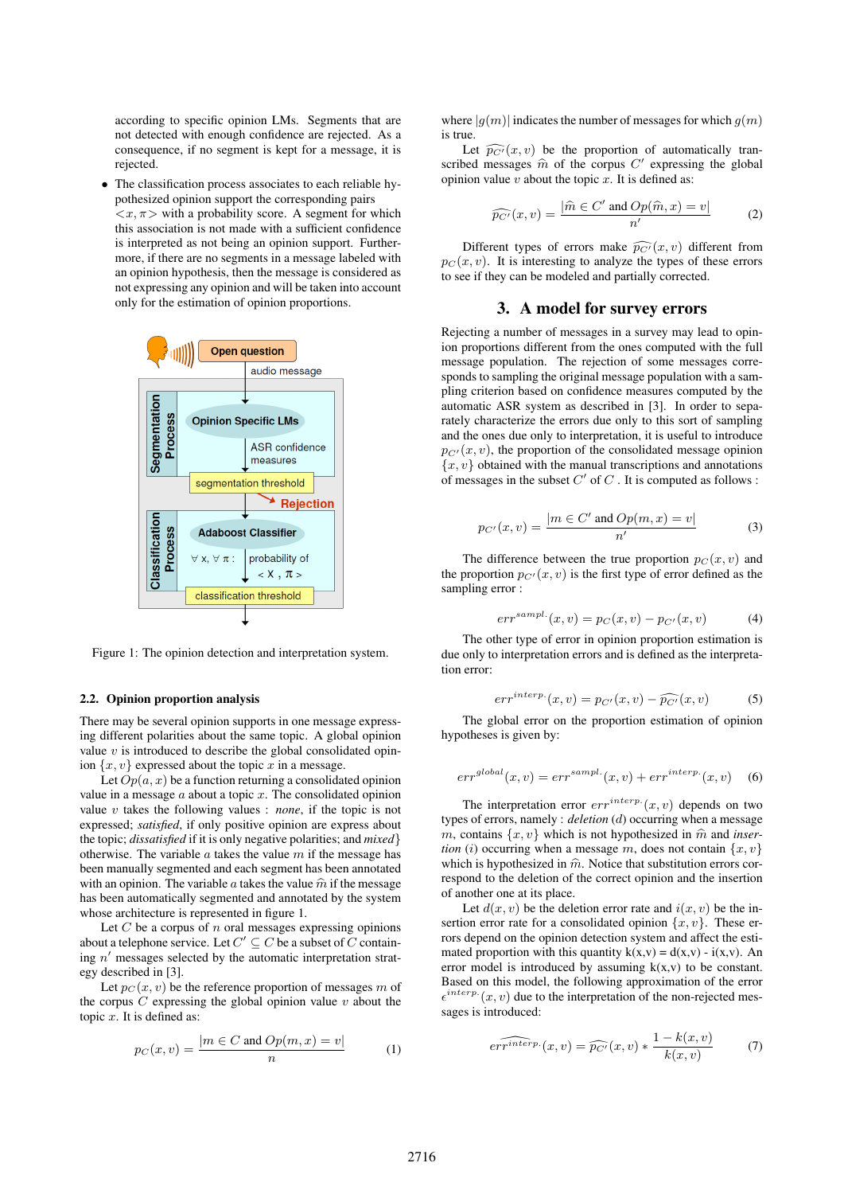according to specific opinion LMs. Segments that are not detected with enough confidence are rejected. As a consequence, if no segment is kept for a message, it is rejected.

- The classification process associates to each reliable hypothesized opinion support the corresponding pairs $<x, \pi>$ with a probability score. A segment for which this association is not made with a sufficient confidence is interpreted as not being an opinion support. Furthermore, if there are no segments in a message labeled with an opinion hypothesis, then the message is considered as not expressing any opinion and will be taken into account only for the estimation of opinion proportions.

Figure 1: The opinion detection and interpretation system.

### 2.2. Opinion proportion analysis

There may be several opinion supports in one message expressing different polarities about the same topic. A global opinion value $v$ is introduced to describe the global consolidated opinion $\{x, v\}$ expressed about the topic $x$ in a message.

Let $Op(a, x)$ be a function returning a consolidated opinion value in a message $a$ about a topic $x$. The consolidated opinion value $v$ takes the following values : *none*, if the topic is not expressed; *satisfied*, if only positive opinion are express about the topic; *dissatisfied* if it is only negative polarities; and *mixed*} otherwise. The variable $a$ takes the value $m$ if the message has been manually segmented and each segment has been annotated with an opinion. The variable $a$ takes the value $\widehat{m}$ if the message has been automatically segmented and annotated by the system whose architecture is represented in figure 1.

Let $C$ be a corpus of $n$ oral messages expressing opinions about a telephone service. Let $C' \subseteq C$ be a subset of $C$ containing $n'$ messages selected by the automatic interpretation strategy described in [3].

Let $p_C(x, v)$ be the reference proportion of messages $m$ of the corpus $C$ expressing the global opinion value $v$ about the topic $x$. It is defined as:

$$p_C(x, v) = \frac{|m \in C \text{ and } Op(m, x) = v|}{n} \quad (1)$$

where $|g(m)|$ indicates the number of messages for which $g(m)$ is true.

Let $\widehat{p_{C'}}(x, v)$ be the proportion of automatically transcribed messages $\widehat{m}$ of the corpus $C'$ expressing the global opinion value $v$ about the topic $x$. It is defined as:

$$\widehat{p_{C'}}(x, v) = \frac{|\widehat{m} \in C' \text{ and } Op(\widehat{m}, x) = v|}{n'} \quad (2)$$

Different types of errors make $\widehat{p_{C'}}(x, v)$ different from $p_C(x, v)$. It is interesting to analyze the types of these errors to see if they can be modeled and partially corrected.

## 3. A model for survey errors

Rejecting a number of messages in a survey may lead to opinion proportions different from the ones computed with the full message population. The rejection of some messages corresponds to sampling the original message population with a sampling criterion based on confidence measures computed by the automatic ASR system as described in [3]. In order to separately characterize the errors due only to this sort of sampling and the ones due only to interpretation, it is useful to introduce $p_{C'}(x, v)$, the proportion of the consolidated message opinion $\{x, v\}$ obtained with the manual transcriptions and annotations of messages in the subset $C'$ of $C$ . It is computed as follows :

$$p_{C'}(x, v) = \frac{|m \in C' \text{ and } Op(m, x) = v|}{n'} \quad (3)$$

The difference between the true proportion $p_C(x, v)$ and the proportion $p_{C'}(x, v)$ is the first type of error defined as the sampling error :

$$err^{sampl.}(x, v) = p_C(x, v) - p_{C'}(x, v) \quad (4)$$

The other type of error in opinion proportion estimation is due only to interpretation errors and is defined as the interpretation error:

$$err^{interp.}(x, v) = p_{C'}(x, v) - \widehat{p_{C'}}(x, v) \quad (5)$$

The global error on the proportion estimation of opinion hypotheses is given by:

$$err^{global}(x, v) = err^{sampl.}(x, v) + err^{interp.}(x, v) \quad (6)$$

The interpretation error $err^{interp.}(x, v)$ depends on two types of errors, namely : *deletion* ($d$) occurring when a message $m$, contains $\{x, v\}$ which is not hypothesized in $\widehat{m}$ and *insertion* ($i$) occurring when a message $m$, does not contain $\{x, v\}$ which is hypothesized in $\widehat{m}$. Notice that substitution errors correspond to the deletion of the correct opinion and the insertion of another one at its place.

Let $d(x, v)$ be the deletion error rate and $i(x, v)$ be the insertion error rate for a consolidated opinion $\{x, v\}$. These errors depend on the opinion detection system and affect the estimated proportion with this quantity k(x,v) = d(x,v) - i(x,v). An error model is introduced by assuming k(x,v) to be constant. Based on this model, the following approximation of the error $\epsilon^{interp.}(x, v)$ due to the interpretation of the non-rejected messages is introduced:

$$\widehat{err^{interp.}}(x, v) = \widehat{p_{C'}}(x, v) * \frac{1 - k(x, v)}{k(x, v)} \quad (7)$$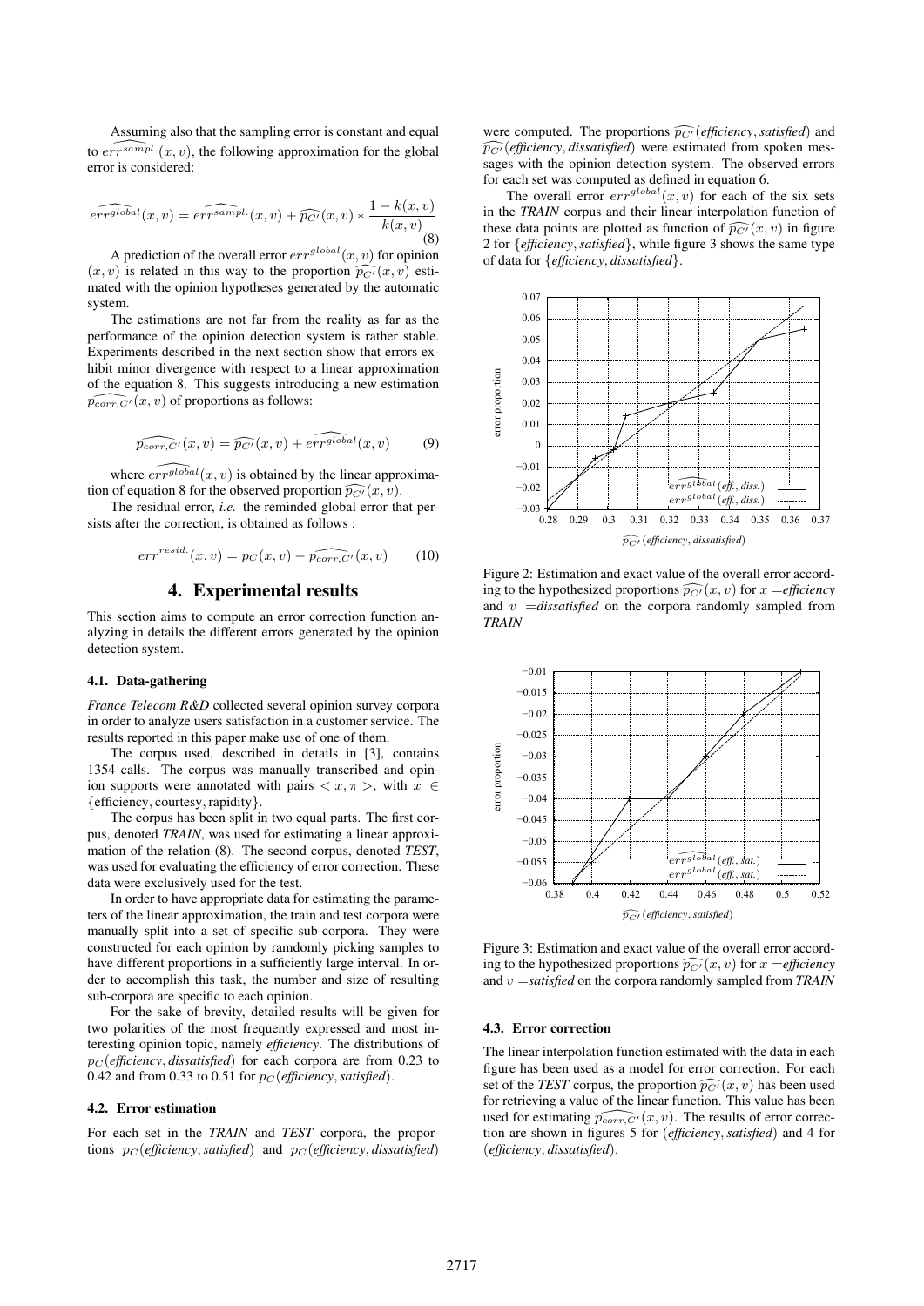Assuming also that the sampling error is constant and equal to $\widehat{err^{sampl.}}(x, v)$, the following approximation for the global error is considered:

$$\widehat{err^{global}}(x, v) = \widehat{err^{sampl.}}(x, v) + \widehat{p_{C'}}(x, v) * \frac{1 - k(x, v)}{k(x, v)} \tag{8}$$

A prediction of the overall error $err^{global}(x, v)$ for opinion $(x, v)$ is related in this way to the proportion $\widehat{p_{C'}}(x, v)$ estimated with the opinion hypotheses generated by the automatic system.

The estimations are not far from the reality as far as the performance of the opinion detection system is rather stable. Experiments described in the next section show that errors exhibit minor divergence with respect to a linear approximation of the equation 8. This suggests introducing a new estimation $\widehat{p_{corr,C'}}(x, v)$ of proportions as follows:

$$\widehat{p_{corr,C'}}(x, v) = \widehat{p_{C'}}(x, v) + \widehat{err^{global}}(x, v) \tag{9}$$

where $\widehat{err^{global}}(x, v)$ is obtained by the linear approximation of equation 8 for the observed proportion $\widehat{p_{C'}}(x, v)$.

The residual error, *i.e.* the reminded global error that persists after the correction, is obtained as follows :

$$err^{resid.}(x, v) = p_C(x, v) - \widehat{p_{corr,C'}}(x, v) \tag{10}$$

## 4. Experimental results

This section aims to compute an error correction function analyzing in details the different errors generated by the opinion detection system.

### 4.1. Data-gathering

*France Telecom R&D* collected several opinion survey corpora in order to analyze users satisfaction in a customer service. The results reported in this paper make use of one of them.

The corpus used, described in details in [3], contains 1354 calls. The corpus was manually transcribed and opinion supports were annotated with pairs $< x, \pi >$, with $x \in \{\text{efficiency}, \text{courtesy}, \text{rapidity}\}$.

The corpus has been split in two equal parts. The first corpus, denoted *TRAIN*, was used for estimating a linear approximation of the relation (8). The second corpus, denoted *TEST*, was used for evaluating the efficiency of error correction. These data were exclusively used for the test.

In order to have appropriate data for estimating the parameters of the linear approximation, the train and test corpora were manually split into a set of specific sub-corpora. They were constructed for each opinion by ramdomly picking samples to have different proportions in a sufficiently large interval. In order to accomplish this task, the number and size of resulting sub-corpora are specific to each opinion.

For the sake of brevity, detailed results will be given for two polarities of the most frequently expressed and most interesting opinion topic, namely *efficiency*. The distributions of $p_C(\textit{efficiency}, \textit{dissatisfied})$ for each corpora are from 0.23 to 0.42 and from 0.33 to 0.51 for $p_C(\textit{efficiency}, \textit{satisfied})$.

### 4.2. Error estimation

For each set in the *TRAIN* and *TEST* corpora, the proportions $p_C(\textit{efficiency}, \textit{satisfied})$ and $p_C(\textit{efficiency}, \textit{dissatisfied})$ were computed. The proportions $\widehat{p_{C'}}(\textit{efficiency}, \textit{satisfied})$ and $\widehat{p_{C'}}(\textit{efficiency}, \textit{dissatisfied})$ were estimated from spoken messages with the opinion detection system. The observed errors for each set was computed as defined in equation 6.

The overall error $err^{global}(x, v)$ for each of the six sets in the *TRAIN* corpus and their linear interpolation function of these data points are plotted as function of $\widehat{p_{C'}}(x, v)$ in figure 2 for $\{\textit{efficiency}, \textit{satisfied}\}$, while figure 3 shows the same type of data for $\{\textit{efficiency}, \textit{dissatisfied}\}$.

Figure 2: Estimation and exact value of the overall error according to the hypothesized proportions $\widehat{p_{C'}}(x, v)$ for $x$ =*efficiency* and $v$ =*dissatisfied* on the corpora randomly sampled from *TRAIN*

Figure 3: Estimation and exact value of the overall error according to the hypothesized proportions $\widehat{p_{C'}}(x, v)$ for $x$ =*efficiency* and $v$ =*satisfied* on the corpora randomly sampled from *TRAIN*

### 4.3. Error correction

The linear interpolation function estimated with the data in each figure has been used as a model for error correction. For each set of the *TEST* corpus, the proportion $\widehat{p_{C'}}(x, v)$ has been used for retrieving a value of the linear function. This value has been used for estimating $\widehat{p_{corr,C'}}(x, v)$. The results of error correction are shown in figures 5 for $(\textit{efficiency}, \textit{satisfied})$ and 4 for $(\textit{efficiency}, \textit{dissatisfied})$.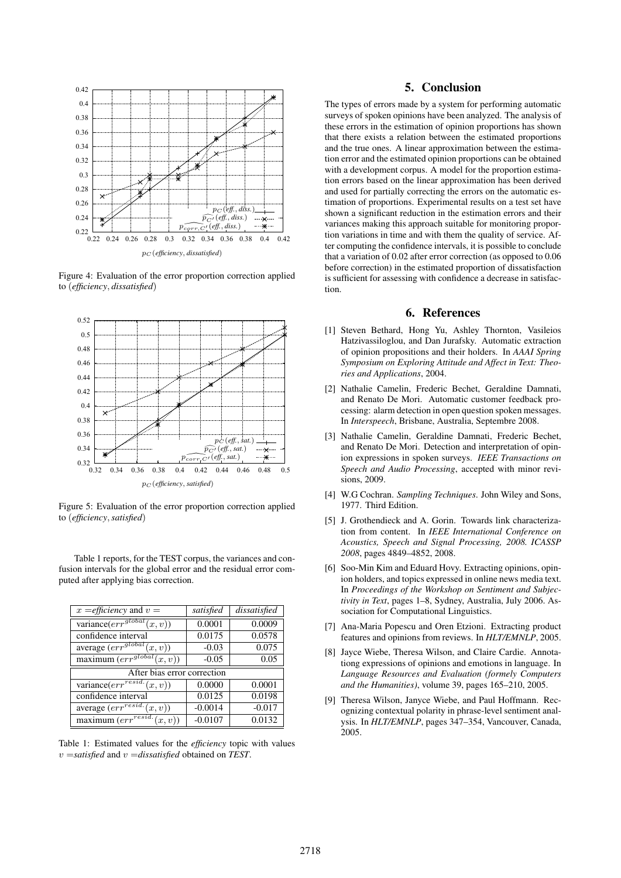0.42
0.4
0.38
0.36
0.34
0.32
0.3
0.28
0.26
0.24
0.22
0.22 0.24 0.26 0.28 0.3 0.32 0.34 0.36 0.38 0.4 0.42

$p_C$(*eff.*, *diss.*)
$\widehat{p_{C'}}$(*eff.*, *diss.*)
$\widehat{p_{corr.C'}}$(*eff.*, *diss.*)

$p_C$(*efficiency*, *dissatisfied*)

Figure 4: Evaluation of the error proportion correction applied to (*efficiency*, *dissatisfied*)

0.52
0.5
0.48
0.46
0.44
0.42
0.4
0.38
0.36
0.34
0.32
0.32 0.34 0.36 0.38 0.4 0.42 0.44 0.46 0.48 0.5

$p_C$(*eff.*, *sat.*)
$\widehat{p_{C'}}$(*eff.*, *sat.*)
$\widehat{p_{corr.C'}}$(*eff.*, *sat.*)

$p_C$(*efficiency*, *satisfied*)

Figure 5: Evaluation of the error proportion correction applied to (*efficiency*, *satisfied*)

Table 1 reports, for the TEST corpus, the variances and confusion intervals for the global error and the residual error computed after applying bias correction.

| $x$ =*efficiency* and $v$ = | *satisfied* | *dissatisfied* |
|---|---|---|
| variance($\overline{err^{global}}(x,v)$) | 0.0001 | 0.0009 |
| confidence interval | 0.0175 | 0.0578 |
| average ($\overline{err^{global}}(x,v)$) | -0.03 | 0.075 |
| maximum ($\overline{err^{global}}(x,v)$) | -0.05 | 0.05 |
| After bias error correction | | |
| variance($\overline{err^{resid.}}(x,v)$) | 0.0000 | 0.0001 |
| confidence interval | 0.0125 | 0.0198 |
| average ($\overline{err^{resid.}}(x,v)$) | -0.0014 | -0.017 |
| maximum ($\overline{err^{resid.}}(x,v)$) | -0.0107 | 0.0132 |

Table 1: Estimated values for the *efficiency* topic with values $v$ =*satisfied* and $v$ =*dissatisfied* obtained on *TEST*.

## 5. Conclusion

The types of errors made by a system for performing automatic surveys of spoken opinions have been analyzed. The analysis of these errors in the estimation of opinion proportions has shown that there exists a relation between the estimated proportions and the true ones. A linear approximation between the estimation error and the estimated opinion proportions can be obtained with a development corpus. A model for the proportion estimation errors based on the linear approximation has been derived and used for partially correcting the errors on the automatic estimation of proportions. Experimental results on a test set have shown a significant reduction in the estimation errors and their variances making this approach suitable for monitoring proportion variations in time and with them the quality of service. After computing the confidence intervals, it is possible to conclude that a variation of 0.02 after error correction (as opposed to 0.06 before correction) in the estimated proportion of dissatisfaction is sufficient for assessing with confidence a decrease in satisfaction.

## 6. References

[1] Steven Bethard, Hong Yu, Ashley Thornton, Vasileios Hatzivassiloglou, and Dan Jurafsky. Automatic extraction of opinion propositions and their holders. In *AAAI Spring Symposium on Exploring Attitude and Affect in Text: Theories and Applications*, 2004.

[2] Nathalie Camelin, Frederic Bechet, Geraldine Damnati, and Renato De Mori. Automatic customer feedback processing: alarm detection in open question spoken messages. In *Interspeech*, Brisbane, Australia, Septembre 2008.

[3] Nathalie Camelin, Geraldine Damnati, Frederic Bechet, and Renato De Mori. Detection and interpretation of opinion expressions in spoken surveys. *IEEE Transactions on Speech and Audio Processing*, accepted with minor revisions, 2009.

[4] W.G Cochran. *Sampling Techniques*. John Wiley and Sons, 1977. Third Edition.

[5] J. Grothendieck and A. Gorin. Towards link characterization from content. In *IEEE International Conference on Acoustics, Speech and Signal Processing, 2008. ICASSP 2008*, pages 4849–4852, 2008.

[6] Soo-Min Kim and Eduard Hovy. Extracting opinions, opinion holders, and topics expressed in online news media text. In *Proceedings of the Workshop on Sentiment and Subjectivity in Text*, pages 1–8, Sydney, Australia, July 2006. Association for Computational Linguistics.

[7] Ana-Maria Popescu and Oren Etzioni. Extracting product features and opinions from reviews. In *HLT/EMNLP*, 2005.

[8] Jayce Wiebe, Theresa Wilson, and Claire Cardie. Annotationg expressions of opinions and emotions in language. In *Language Resources and Evaluation (formely Computers and the Humanities)*, volume 39, pages 165–210, 2005.

[9] Theresa Wilson, Janyce Wiebe, and Paul Hoffmann. Recognizing contextual polarity in phrase-level sentiment analysis. In *HLT/EMNLP*, pages 347–354, Vancouver, Canada, 2005.